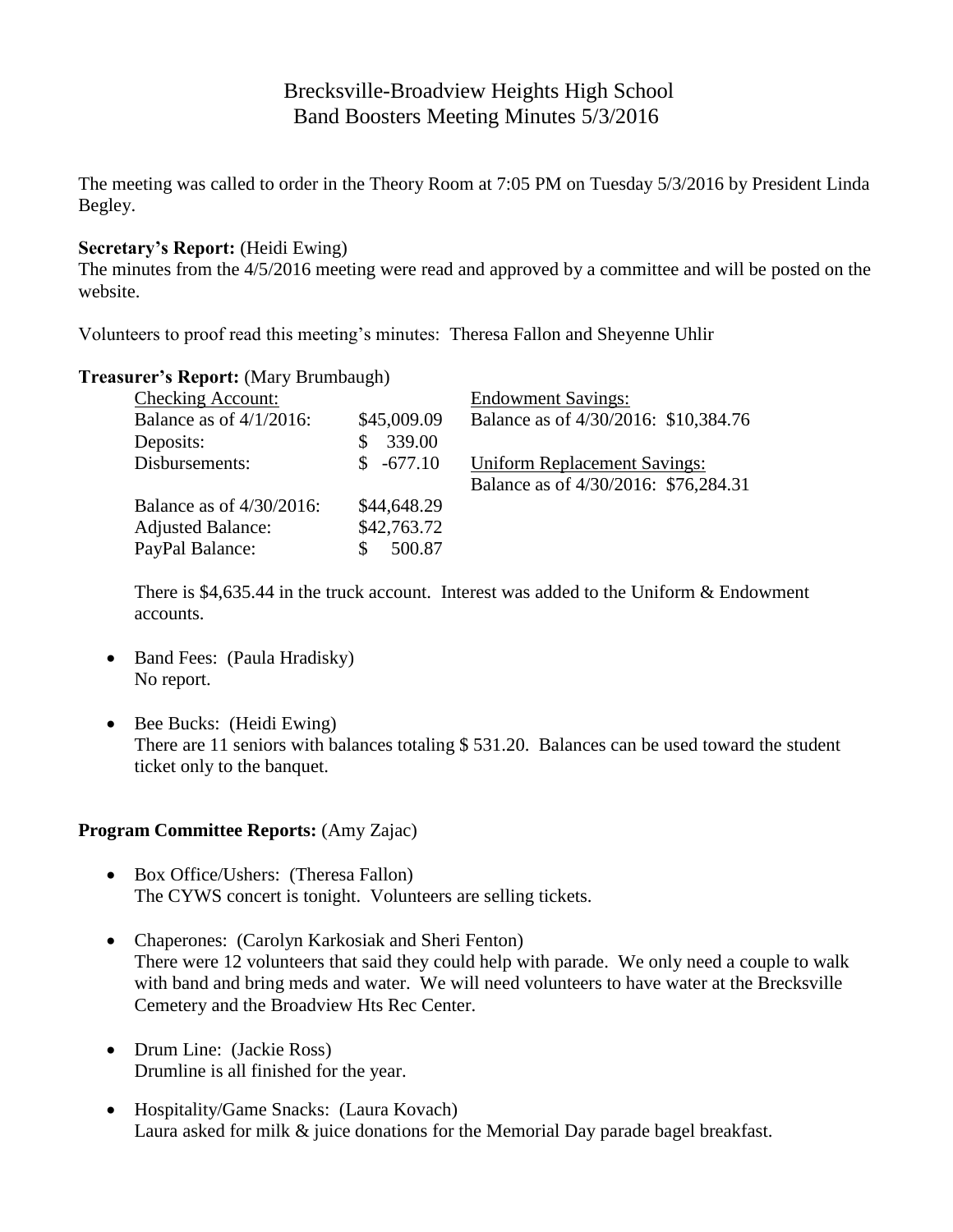# Brecksville-Broadview Heights High School
## Band Boosters Meeting Minutes 5/3/2016

The meeting was called to order in the Theory Room at 7:05 PM on Tuesday 5/3/2016 by President Linda Begley.

**Secretary's Report:** (Heidi Ewing)
The minutes from the 4/5/2016 meeting were read and approved by a committee and will be posted on the website.

Volunteers to proof read this meeting's minutes: Theresa Fallon and Sheyenne Uhlir

**Treasurer's Report:** (Mary Brumbaugh)

| Checking Account: | | Endowment Savings: |
|---|---|---|
| Balance as of 4/1/2016: | $45,009.09 | Balance as of 4/30/2016: $10,384.76 |
| Deposits: | $ 339.00 | |
| Disbursements: | $ -677.10 | Uniform Replacement Savings: |
| | | Balance as of 4/30/2016: $76,284.31 |
| Balance as of 4/30/2016: | $44,648.29 | |
| Adjusted Balance: | $42,763.72 | |
| PayPal Balance: | $ 500.87 | |

There is $4,635.44 in the truck account. Interest was added to the Uniform & Endowment accounts.

- Band Fees: (Paula Hradisky)
  No report.

- Bee Bucks: (Heidi Ewing)
  There are 11 seniors with balances totaling $ 531.20. Balances can be used toward the student ticket only to the banquet.

**Program Committee Reports:** (Amy Zajac)

- Box Office/Ushers: (Theresa Fallon)
  The CYWS concert is tonight. Volunteers are selling tickets.

- Chaperones: (Carolyn Karkosiak and Sheri Fenton)
  There were 12 volunteers that said they could help with parade. We only need a couple to walk with band and bring meds and water. We will need volunteers to have water at the Brecksville Cemetery and the Broadview Hts Rec Center.

- Drum Line: (Jackie Ross)
  Drumline is all finished for the year.

- Hospitality/Game Snacks: (Laura Kovach)
  Laura asked for milk & juice donations for the Memorial Day parade bagel breakfast.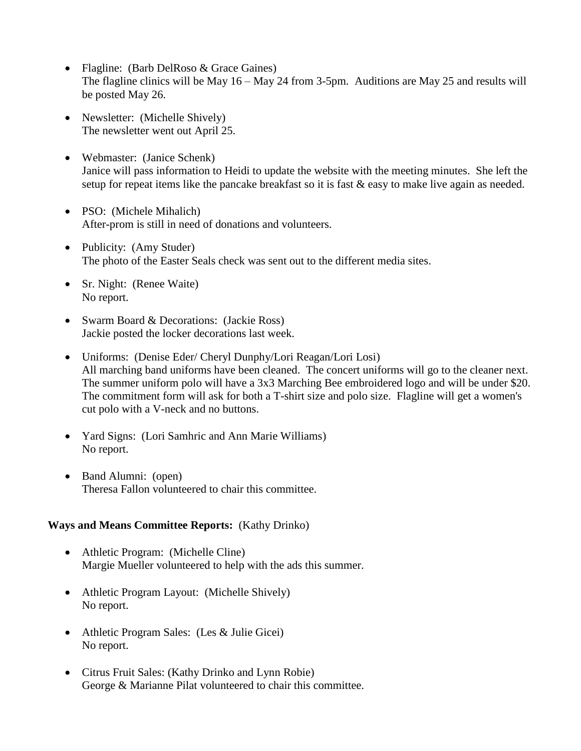- Flagline: (Barb DelRoso & Grace Gaines)
  The flagline clinics will be May 16 – May 24 from 3-5pm. Auditions are May 25 and results will be posted May 26.

- Newsletter: (Michelle Shively)
  The newsletter went out April 25.

- Webmaster: (Janice Schenk)
  Janice will pass information to Heidi to update the website with the meeting minutes. She left the setup for repeat items like the pancake breakfast so it is fast & easy to make live again as needed.

- PSO: (Michele Mihalich)
  After-prom is still in need of donations and volunteers.

- Publicity: (Amy Studer)
  The photo of the Easter Seals check was sent out to the different media sites.

- Sr. Night: (Renee Waite)
  No report.

- Swarm Board & Decorations: (Jackie Ross)
  Jackie posted the locker decorations last week.

- Uniforms: (Denise Eder/ Cheryl Dunphy/Lori Reagan/Lori Losi)
  All marching band uniforms have been cleaned. The concert uniforms will go to the cleaner next. The summer uniform polo will have a 3x3 Marching Bee embroidered logo and will be under $20. The commitment form will ask for both a T-shirt size and polo size. Flagline will get a women's cut polo with a V-neck and no buttons.

- Yard Signs: (Lori Samhric and Ann Marie Williams)
  No report.

- Band Alumni: (open)
  Theresa Fallon volunteered to chair this committee.

**Ways and Means Committee Reports:** (Kathy Drinko)

- Athletic Program: (Michelle Cline)
  Margie Mueller volunteered to help with the ads this summer.

- Athletic Program Layout: (Michelle Shively)
  No report.

- Athletic Program Sales: (Les & Julie Gicei)
  No report.

- Citrus Fruit Sales: (Kathy Drinko and Lynn Robie)
  George & Marianne Pilat volunteered to chair this committee.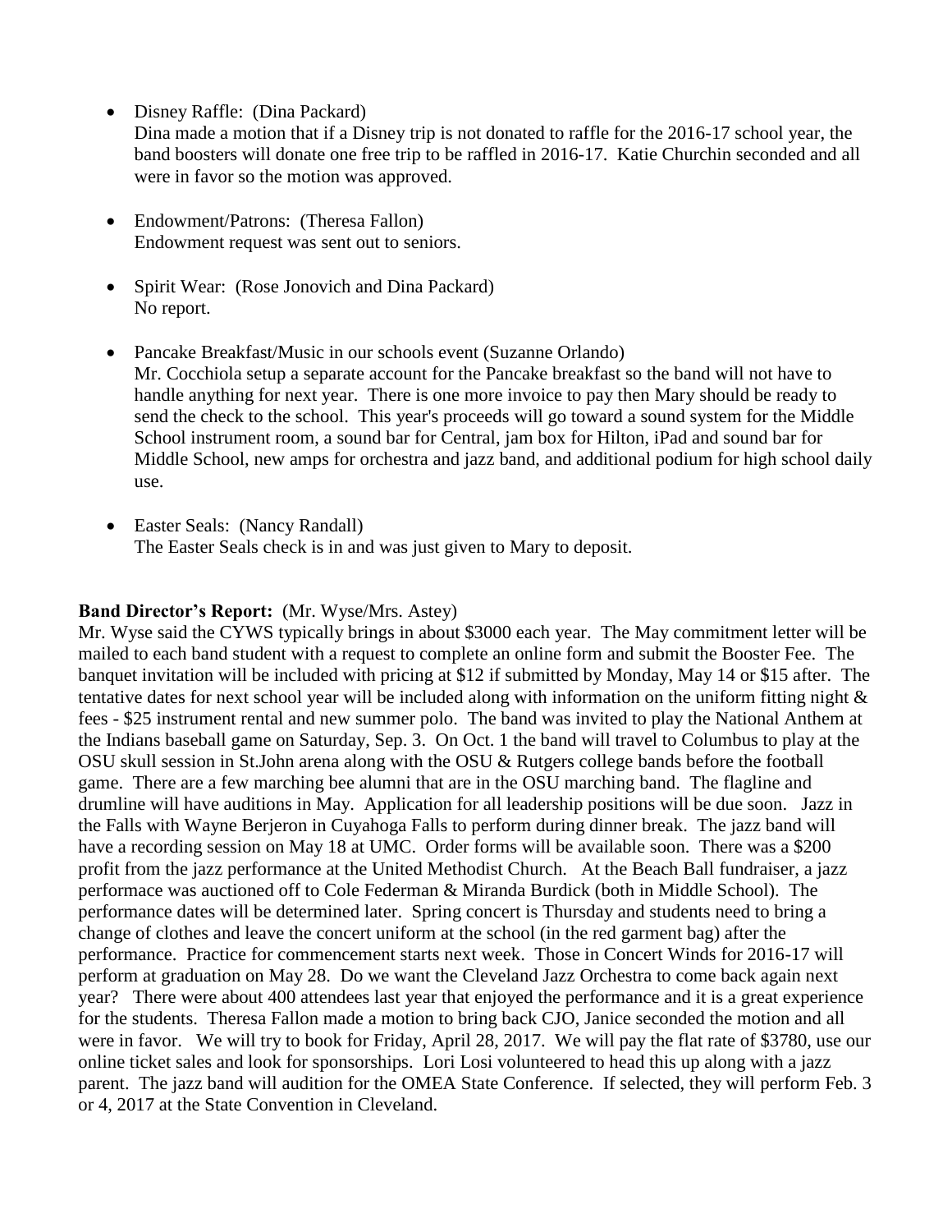- Disney Raffle: (Dina Packard)
  Dina made a motion that if a Disney trip is not donated to raffle for the 2016-17 school year, the band boosters will donate one free trip to be raffled in 2016-17. Katie Churchin seconded and all were in favor so the motion was approved.

- Endowment/Patrons: (Theresa Fallon)
  Endowment request was sent out to seniors.

- Spirit Wear: (Rose Jonovich and Dina Packard)
  No report.

- Pancake Breakfast/Music in our schools event (Suzanne Orlando)
  Mr. Cocchiola setup a separate account for the Pancake breakfast so the band will not have to handle anything for next year. There is one more invoice to pay then Mary should be ready to send the check to the school. This year's proceeds will go toward a sound system for the Middle School instrument room, a sound bar for Central, jam box for Hilton, iPad and sound bar for Middle School, new amps for orchestra and jazz band, and additional podium for high school daily use.

- Easter Seals: (Nancy Randall)
  The Easter Seals check is in and was just given to Mary to deposit.

**Band Director's Report:** (Mr. Wyse/Mrs. Astey)
Mr. Wyse said the CYWS typically brings in about $3000 each year. The May commitment letter will be mailed to each band student with a request to complete an online form and submit the Booster Fee. The banquet invitation will be included with pricing at $12 if submitted by Monday, May 14 or $15 after. The tentative dates for next school year will be included along with information on the uniform fitting night & fees - $25 instrument rental and new summer polo. The band was invited to play the National Anthem at the Indians baseball game on Saturday, Sep. 3. On Oct. 1 the band will travel to Columbus to play at the OSU skull session in St.John arena along with the OSU & Rutgers college bands before the football game. There are a few marching bee alumni that are in the OSU marching band. The flagline and drumline will have auditions in May. Application for all leadership positions will be due soon. Jazz in the Falls with Wayne Berjeron in Cuyahoga Falls to perform during dinner break. The jazz band will have a recording session on May 18 at UMC. Order forms will be available soon. There was a $200 profit from the jazz performance at the United Methodist Church. At the Beach Ball fundraiser, a jazz performace was auctioned off to Cole Federman & Miranda Burdick (both in Middle School). The performance dates will be determined later. Spring concert is Thursday and students need to bring a change of clothes and leave the concert uniform at the school (in the red garment bag) after the performance. Practice for commencement starts next week. Those in Concert Winds for 2016-17 will perform at graduation on May 28. Do we want the Cleveland Jazz Orchestra to come back again next year? There were about 400 attendees last year that enjoyed the performance and it is a great experience for the students. Theresa Fallon made a motion to bring back CJO, Janice seconded the motion and all were in favor. We will try to book for Friday, April 28, 2017. We will pay the flat rate of $3780, use our online ticket sales and look for sponsorships. Lori Losi volunteered to head this up along with a jazz parent. The jazz band will audition for the OMEA State Conference. If selected, they will perform Feb. 3 or 4, 2017 at the State Convention in Cleveland.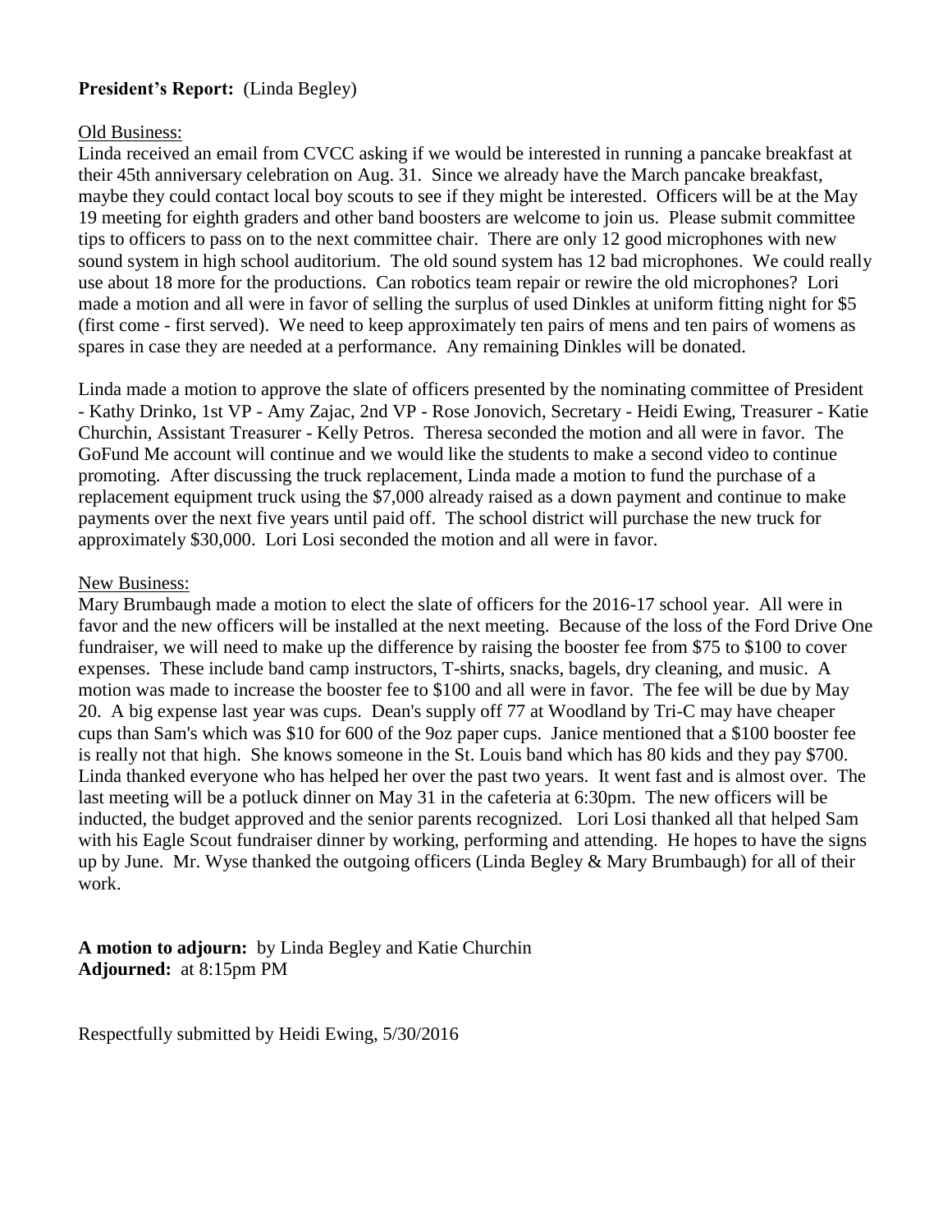**President's Report:** (Linda Begley)

Old Business:

Linda received an email from CVCC asking if we would be interested in running a pancake breakfast at their 45th anniversary celebration on Aug. 31. Since we already have the March pancake breakfast, maybe they could contact local boy scouts to see if they might be interested. Officers will be at the May 19 meeting for eighth graders and other band boosters are welcome to join us. Please submit committee tips to officers to pass on to the next committee chair. There are only 12 good microphones with new sound system in high school auditorium. The old sound system has 12 bad microphones. We could really use about 18 more for the productions. Can robotics team repair or rewire the old microphones? Lori made a motion and all were in favor of selling the surplus of used Dinkles at uniform fitting night for $5 (first come - first served). We need to keep approximately ten pairs of mens and ten pairs of womens as spares in case they are needed at a performance. Any remaining Dinkles will be donated.

Linda made a motion to approve the slate of officers presented by the nominating committee of President - Kathy Drinko, 1st VP - Amy Zajac, 2nd VP - Rose Jonovich, Secretary - Heidi Ewing, Treasurer - Katie Churchin, Assistant Treasurer - Kelly Petros. Theresa seconded the motion and all were in favor. The GoFund Me account will continue and we would like the students to make a second video to continue promoting. After discussing the truck replacement, Linda made a motion to fund the purchase of a replacement equipment truck using the $7,000 already raised as a down payment and continue to make payments over the next five years until paid off. The school district will purchase the new truck for approximately $30,000. Lori Losi seconded the motion and all were in favor.

New Business:

Mary Brumbaugh made a motion to elect the slate of officers for the 2016-17 school year. All were in favor and the new officers will be installed at the next meeting. Because of the loss of the Ford Drive One fundraiser, we will need to make up the difference by raising the booster fee from $75 to $100 to cover expenses. These include band camp instructors, T-shirts, snacks, bagels, dry cleaning, and music. A motion was made to increase the booster fee to $100 and all were in favor. The fee will be due by May 20. A big expense last year was cups. Dean's supply off 77 at Woodland by Tri-C may have cheaper cups than Sam's which was $10 for 600 of the 9oz paper cups. Janice mentioned that a $100 booster fee is really not that high. She knows someone in the St. Louis band which has 80 kids and they pay $700. Linda thanked everyone who has helped her over the past two years. It went fast and is almost over. The last meeting will be a potluck dinner on May 31 in the cafeteria at 6:30pm. The new officers will be inducted, the budget approved and the senior parents recognized. Lori Losi thanked all that helped Sam with his Eagle Scout fundraiser dinner by working, performing and attending. He hopes to have the signs up by June. Mr. Wyse thanked the outgoing officers (Linda Begley & Mary Brumbaugh) for all of their work.

**A motion to adjourn:** by Linda Begley and Katie Churchin
**Adjourned:** at 8:15pm PM

Respectfully submitted by Heidi Ewing, 5/30/2016